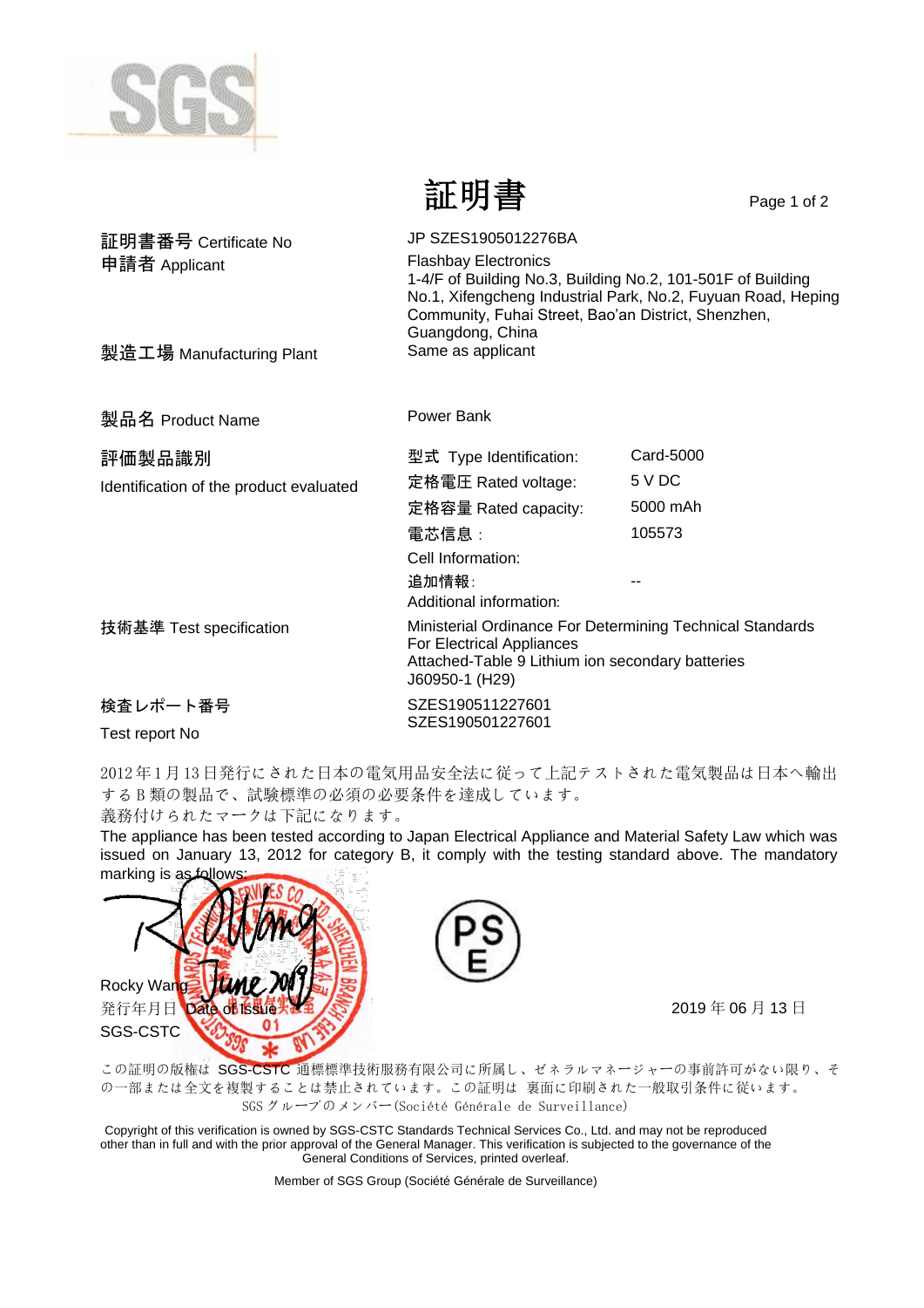# 証明書

| | |
|---|---|
| 証明書番号 Certificate No | JP SZES1905012276BA |
| 申請者 Applicant | Flashbay Electronics<br>1-4/F of Building No.3, Building No.2, 101-501F of Building No.1, Xifengcheng Industrial Park, No.2, Fuyuan Road, Heping Community, Fuhai Street, Bao'an District, Shenzhen, Guangdong, China |
| 製造工場 Manufacturing Plant | Same as applicant |
| 製品名 Product Name | Power Bank |

評価製品識別
Identification of the product evaluated

| | |
|---|---|
| 型式 Type Identification: | Card-5000 |
| 定格電圧 Rated voltage: | 5 V DC |
| 定格容量 Rated capacity: | 5000 mAh |
| 電芯信息：<br>Cell Information: | 105573 |
| 追加情報:<br>Additional information: | -- |

技術基準 Test specification

Ministerial Ordinance For Determining Technical Standards For Electrical Appliances
Attached-Table 9 Lithium ion secondary batteries
J60950-1 (H29)

検査レポート番号
Test report No

SZES190511227601
SZES190501227601

2012年1月13日発行にされた日本の電気用品安全法に従って上記テストされた電気製品は日本へ輸出するB類の製品で、試験標準の必須の必要条件を達成しています。
義務付けられたマークは下記になります。

The appliance has been tested according to Japan Electrical Appliance and Material Safety Law which was issued on January 13, 2012 for category B, it comply with the testing standard above. The mandatory marking is as follows:

PSE

Rocky Wang
発行年月日 Date of Issue
SGS-CSTC

2019 年 06 月 13 日

この証明の版権は SGS-CSTC 通標標準技術服務有限公司に所属し、ゼネラルマネージャーの事前許可がない限り、その一部または全文を複製することは禁止されています。この証明は 裏面に印刷された一般取引条件に従います。
SGS グループのメンバー(Société Générale de Surveillance)

Copyright of this verification is owned by SGS-CSTC Standards Technical Services Co., Ltd. and may not be reproduced other than in full and with the prior approval of the General Manager. This verification is subjected to the governance of the General Conditions of Services, printed overleaf.

Member of SGS Group (Société Générale de Surveillance)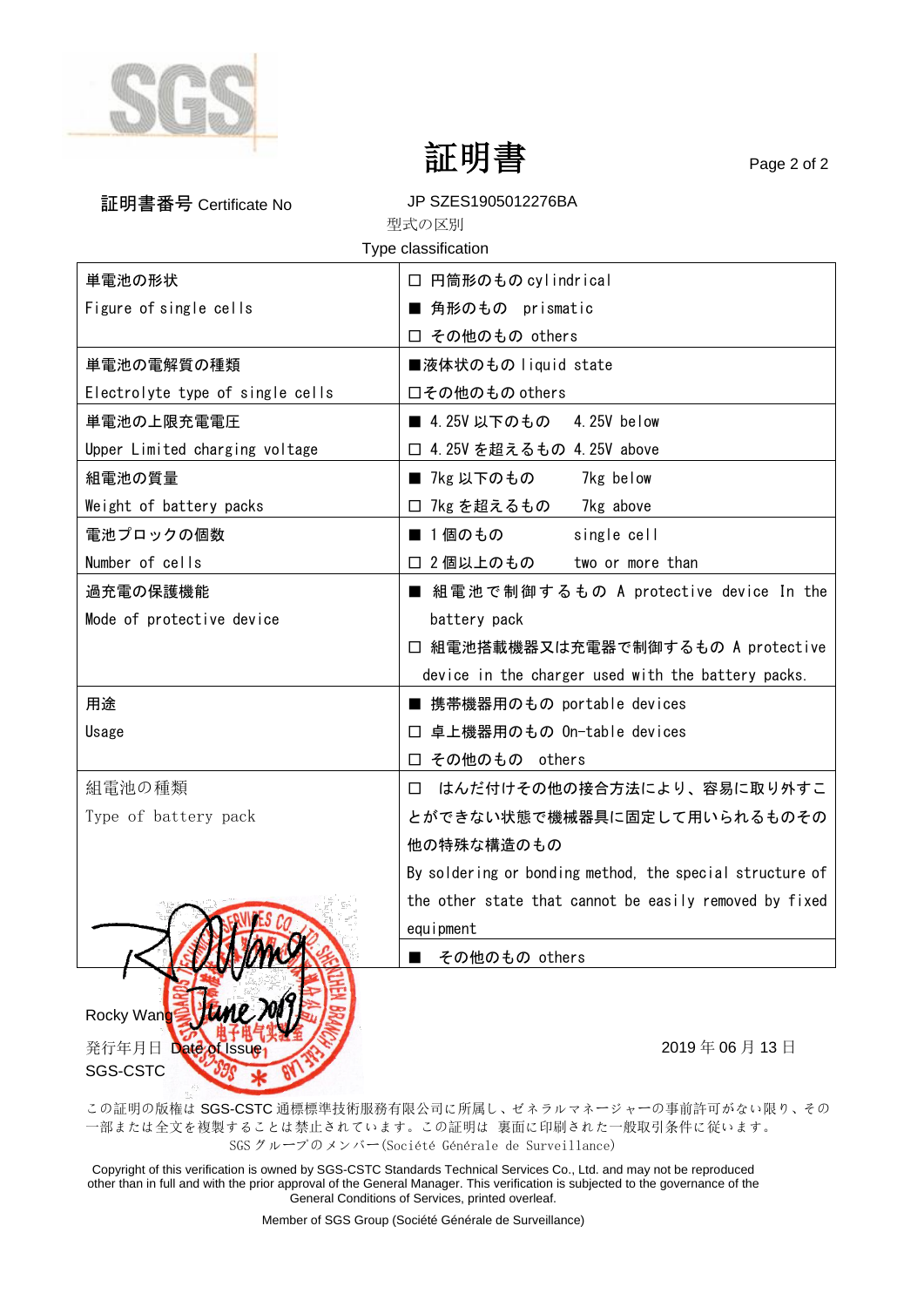# 証明書

**証明書番号** Certificate No　　JP SZES1905012276BA

型式の区別

Type classification

| 単電池の形状<br>Figure of single cells | ☐ 円筒形のもの cylindrical<br>■ 角形のもの　prismatic<br>☐ その他のもの others |
|---|---|
| 単電池の電解質の種類<br>Electrolyte type of single cells | ■液体状のもの liquid state<br>☐その他のもの others |
| 単電池の上限充電電圧<br>Upper Limited charging voltage | ■ 4.25V 以下のもの　4.25V below<br>☐ 4.25V を超えるもの 4.25V above |
| 組電池の質量<br>Weight of battery packs | ■ 7kg 以下のもの　　7kg below<br>☐ 7kg を超えるもの　　7kg above |
| 電池ブロックの個数<br>Number of cells | ■ 1 個のもの　　　　single cell<br>☐ 2 個以上のもの　　two or more than |
| 過充電の保護機能<br>Mode of protective device | ■ 組電池で制御するもの A protective device In the battery pack<br>☐ 組電池搭載機器又は充電器で制御するもの A protective device in the charger used with the battery packs. |
| 用途<br>Usage | ■ 携帯機器用のもの portable devices<br>☐ 卓上機器用のもの On-table devices<br>☐ その他のもの　others |
| 組電池の種類<br>Type of battery pack | ☐ はんだ付けその他の接合方法により、容易に取り外すことができない状態で機械器具に固定して用いられるものその他の特殊な構造のもの<br>By soldering or bonding method, the special structure of the other state that cannot be easily removed by fixed equipment<br>■ その他のもの others |

Rocky Wang

発行年月日 Date of Issue　　2019 年 06 月 13 日

SGS-CSTC

この証明の版権は SGS-CSTC 通標標準技術服務有限公司に所属し、ゼネラルマネージャーの事前許可がない限り、その一部または全文を複製することは禁止されています。この証明は 裏面に印刷された一般取引条件に従います。

SGS グループのメンバー(Société Générale de Surveillance)

Copyright of this verification is owned by SGS-CSTC Standards Technical Services Co., Ltd. and may not be reproduced other than in full and with the prior approval of the General Manager. This verification is subjected to the governance of the General Conditions of Services, printed overleaf.

Member of SGS Group (Société Générale de Surveillance)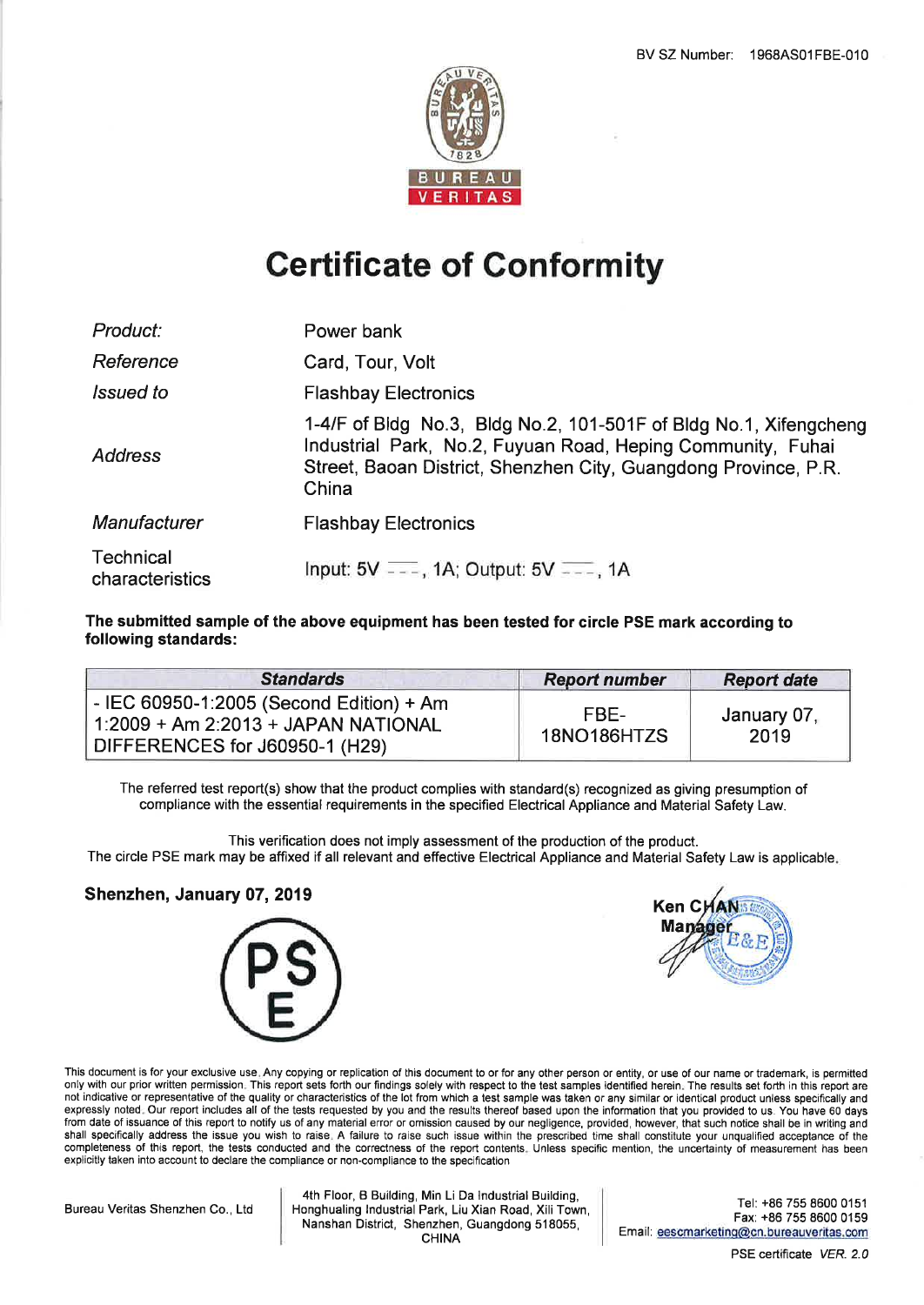BV SZ Number: 1968AS01FBE-010

BUREAU VERITAS

# Certificate of Conformity

| | |
|---|---|
| *Product:* | Power bank |
| *Reference* | Card, Tour, Volt |
| *Issued to* | Flashbay Electronics |
| *Address* | 1-4/F of Bldg No.3, Bldg No.2, 101-501F of Bldg No.1, Xifengcheng Industrial Park, No.2, Fuyuan Road, Heping Community, Fuhai Street, Baoan District, Shenzhen City, Guangdong Province, P.R. China |
| *Manufacturer* | Flashbay Electronics |
| Technical characteristics | Input: 5V ⎓, 1A; Output: 5V ⎓, 1A |

**The submitted sample of the above equipment has been tested for circle PSE mark according to following standards:**

| *Standards* | *Report number* | *Report date* |
|---|---|---|
| - IEC 60950-1:2005 (Second Edition) + Am 1:2009 + Am 2:2013 + JAPAN NATIONAL DIFFERENCES for J60950-1 (H29) | FBE-18NO186HTZS | January 07, 2019 |

The referred test report(s) show that the product complies with standard(s) recognized as giving presumption of compliance with the essential requirements in the specified Electrical Appliance and Material Safety Law.

This verification does not imply assessment of the production of the product.
The circle PSE mark may be affixed if all relevant and effective Electrical Appliance and Material Safety Law is applicable.

**Shenzhen, January 07, 2019**

PS E

**Ken CHAN**
**Manager**

This document is for your exclusive use. Any copying or replication of this document to or for any other person or entity, or use of our name or trademark, is permitted only with our prior written permission. This report sets forth our findings solely with respect to the test samples identified herein. The results set forth in this report are not indicative or representative of the quality or characteristics of the lot from which a test sample was taken or any similar or identical product unless specifically and expressly noted. Our report includes all of the tests requested by you and the results thereof based upon the information that you provided to us. You have 60 days from date of issuance of this report to notify us of any material error or omission caused by our negligence, provided, however, that such notice shall be in writing and shall specifically address the issue you wish to raise. A failure to raise such issue within the prescribed time shall constitute your unqualified acceptance of the completeness of this report, the tests conducted and the correctness of the report contents. Unless specific mention, the uncertainty of measurement has been explicitly taken into account to declare the compliance or non-compliance to the specification

Bureau Veritas Shenzhen Co., Ltd

4th Floor, B Building, Min Li Da Industrial Building, Honghualing Industrial Park, Liu Xian Road, Xili Town, Nanshan District, Shenzhen, Guangdong 518055, CHINA

Tel: +86 755 8600 0151
Fax: +86 755 8600 0159
Email: eescmarketing@cn.bureauveritas.com

PSE certificate *VER. 2.0*